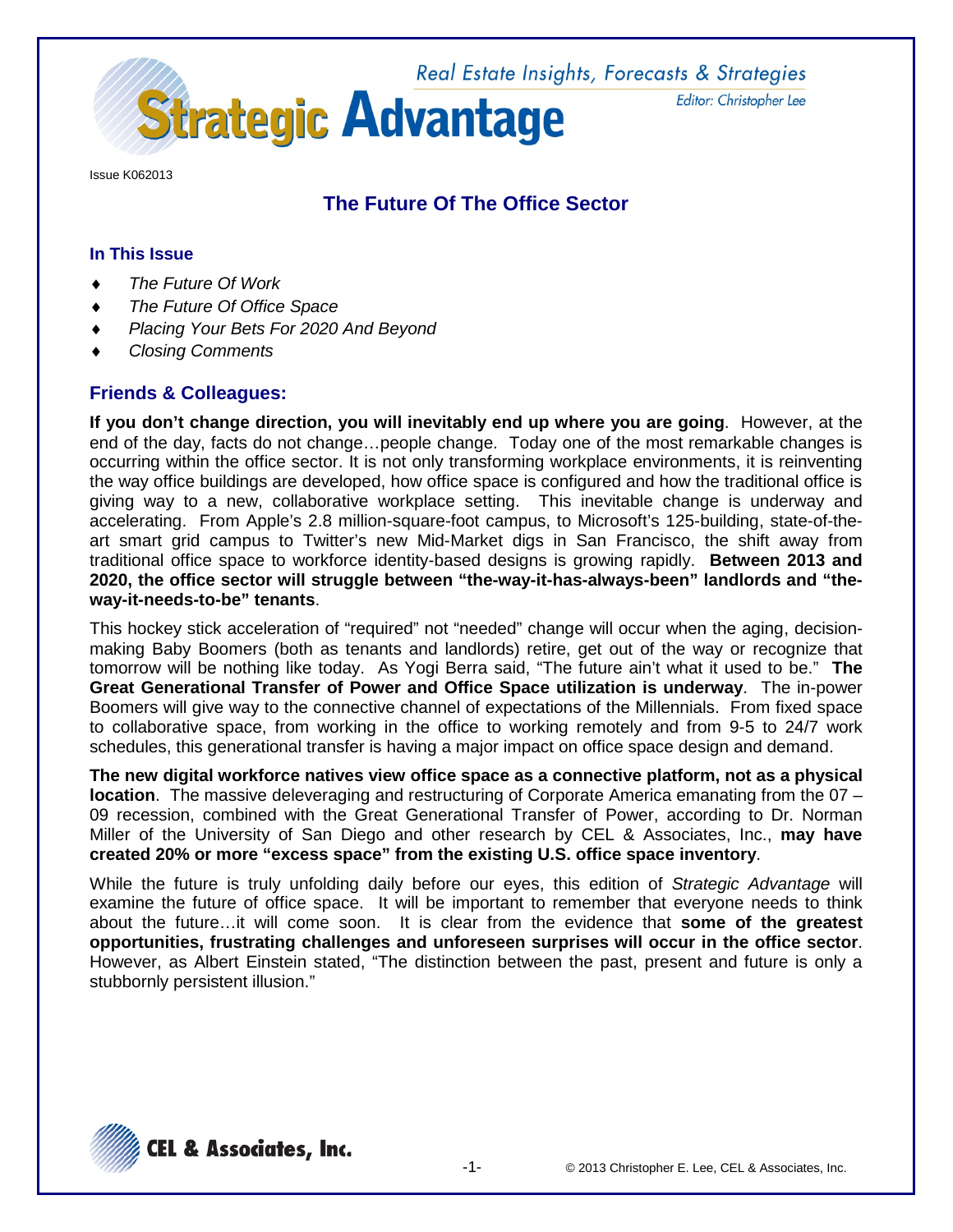# Strategic Advantage

Real Estate Insights, Forecasts & Strategies

Editor: Christopher Lee

Issue K062013

## The Future Of The Office Sector

### In This Issue

- *The Future Of Work*
- *The Future Of Office Space*
- *Placing Your Bets For 2020 And Beyond*
- *Closing Comments*

### Friends & Colleagues:

**If you don't change direction, you will inevitably end up where you are going**. However, at the end of the day, facts do not change…people change. Today one of the most remarkable changes is occurring within the office sector. It is not only transforming workplace environments, it is reinventing the way office buildings are developed, how office space is configured and how the traditional office is giving way to a new, collaborative workplace setting. This inevitable change is underway and accelerating. From Apple's 2.8 million-square-foot campus, to Microsoft's 125-building, state-of-the-art smart grid campus to Twitter's new Mid-Market digs in San Francisco, the shift away from traditional office space to workforce identity-based designs is growing rapidly. **Between 2013 and 2020, the office sector will struggle between "the-way-it-has-always-been" landlords and "the-way-it-needs-to-be" tenants**.

This hockey stick acceleration of "required" not "needed" change will occur when the aging, decision-making Baby Boomers (both as tenants and landlords) retire, get out of the way or recognize that tomorrow will be nothing like today. As Yogi Berra said, "The future ain't what it used to be." **The Great Generational Transfer of Power and Office Space utilization is underway**. The in-power Boomers will give way to the connective channel of expectations of the Millennials. From fixed space to collaborative space, from working in the office to working remotely and from 9-5 to 24/7 work schedules, this generational transfer is having a major impact on office space design and demand.

**The new digital workforce natives view office space as a connective platform, not as a physical location**. The massive deleveraging and restructuring of Corporate America emanating from the 07 – 09 recession, combined with the Great Generational Transfer of Power, according to Dr. Norman Miller of the University of San Diego and other research by CEL & Associates, Inc., **may have created 20% or more "excess space" from the existing U.S. office space inventory**.

While the future is truly unfolding daily before our eyes, this edition of *Strategic Advantage* will examine the future of office space. It will be important to remember that everyone needs to think about the future…it will come soon. It is clear from the evidence that **some of the greatest opportunities, frustrating challenges and unforeseen surprises will occur in the office sector**. However, as Albert Einstein stated, "The distinction between the past, present and future is only a stubbornly persistent illusion."

CEL & Associates, Inc.

© 2013 Christopher E. Lee, CEL & Associates, Inc.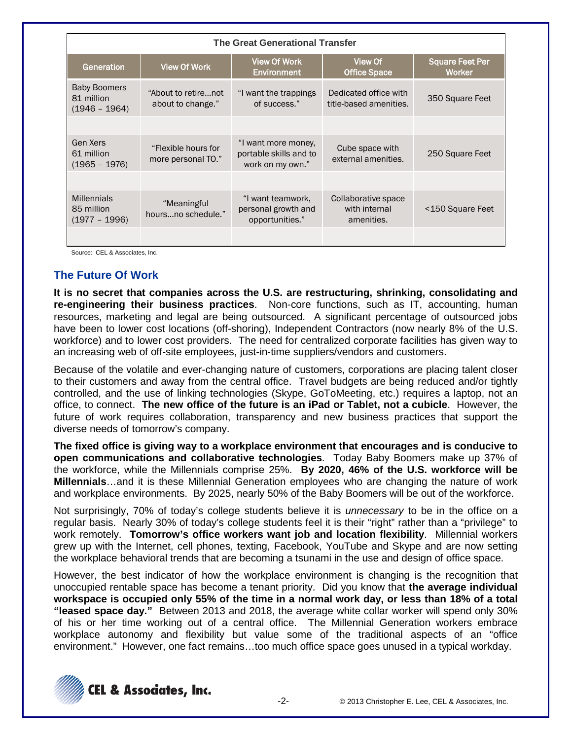| The Great Generational Transfer | | | | |
|---|---|---|---|---|
| Generation | View Of Work | View Of Work Environment | View Of Office Space | Square Feet Per Worker |
| Baby Boomers 81 million (1946 – 1964) | "About to retire…not about to change." | "I want the trappings of success." | Dedicated office with title-based amenities. | 350 Square Feet |
| Gen Xers 61 million (1965 – 1976) | "Flexible hours for more personal TO." | "I want more money, portable skills and to work on my own." | Cube space with external amenities. | 250 Square Feet |
| Millennials 85 million (1977 – 1996) | "Meaningful hours…no schedule." | "I want teamwork, personal growth and opportunities." | Collaborative space with internal amenities. | <150 Square Feet |

Source: CEL & Associates, Inc.

## The Future Of Work

**It is no secret that companies across the U.S. are restructuring, shrinking, consolidating and re-engineering their business practices**. Non-core functions, such as IT, accounting, human resources, marketing and legal are being outsourced. A significant percentage of outsourced jobs have been to lower cost locations (off-shoring), Independent Contractors (now nearly 8% of the U.S. workforce) and to lower cost providers. The need for centralized corporate facilities has given way to an increasing web of off-site employees, just-in-time suppliers/vendors and customers.

Because of the volatile and ever-changing nature of customers, corporations are placing talent closer to their customers and away from the central office. Travel budgets are being reduced and/or tightly controlled, and the use of linking technologies (Skype, GoToMeeting, etc.) requires a laptop, not an office, to connect. **The new office of the future is an iPad or Tablet, not a cubicle**. However, the future of work requires collaboration, transparency and new business practices that support the diverse needs of tomorrow's company.

**The fixed office is giving way to a workplace environment that encourages and is conducive to open communications and collaborative technologies**. Today Baby Boomers make up 37% of the workforce, while the Millennials comprise 25%. **By 2020, 46% of the U.S. workforce will be Millennials**…and it is these Millennial Generation employees who are changing the nature of work and workplace environments. By 2025, nearly 50% of the Baby Boomers will be out of the workforce.

Not surprisingly, 70% of today's college students believe it is *unnecessary* to be in the office on a regular basis. Nearly 30% of today's college students feel it is their "right" rather than a "privilege" to work remotely. **Tomorrow's office workers want job and location flexibility**. Millennial workers grew up with the Internet, cell phones, texting, Facebook, YouTube and Skype and are now setting the workplace behavioral trends that are becoming a tsunami in the use and design of office space.

However, the best indicator of how the workplace environment is changing is the recognition that unoccupied rentable space has become a tenant priority. Did you know that **the average individual workspace is occupied only 55% of the time in a normal work day, or less than 18% of a total "leased space day."** Between 2013 and 2018, the average white collar worker will spend only 30% of his or her time working out of a central office. The Millennial Generation workers embrace workplace autonomy and flexibility but value some of the traditional aspects of an "office environment." However, one fact remains…too much office space goes unused in a typical workday.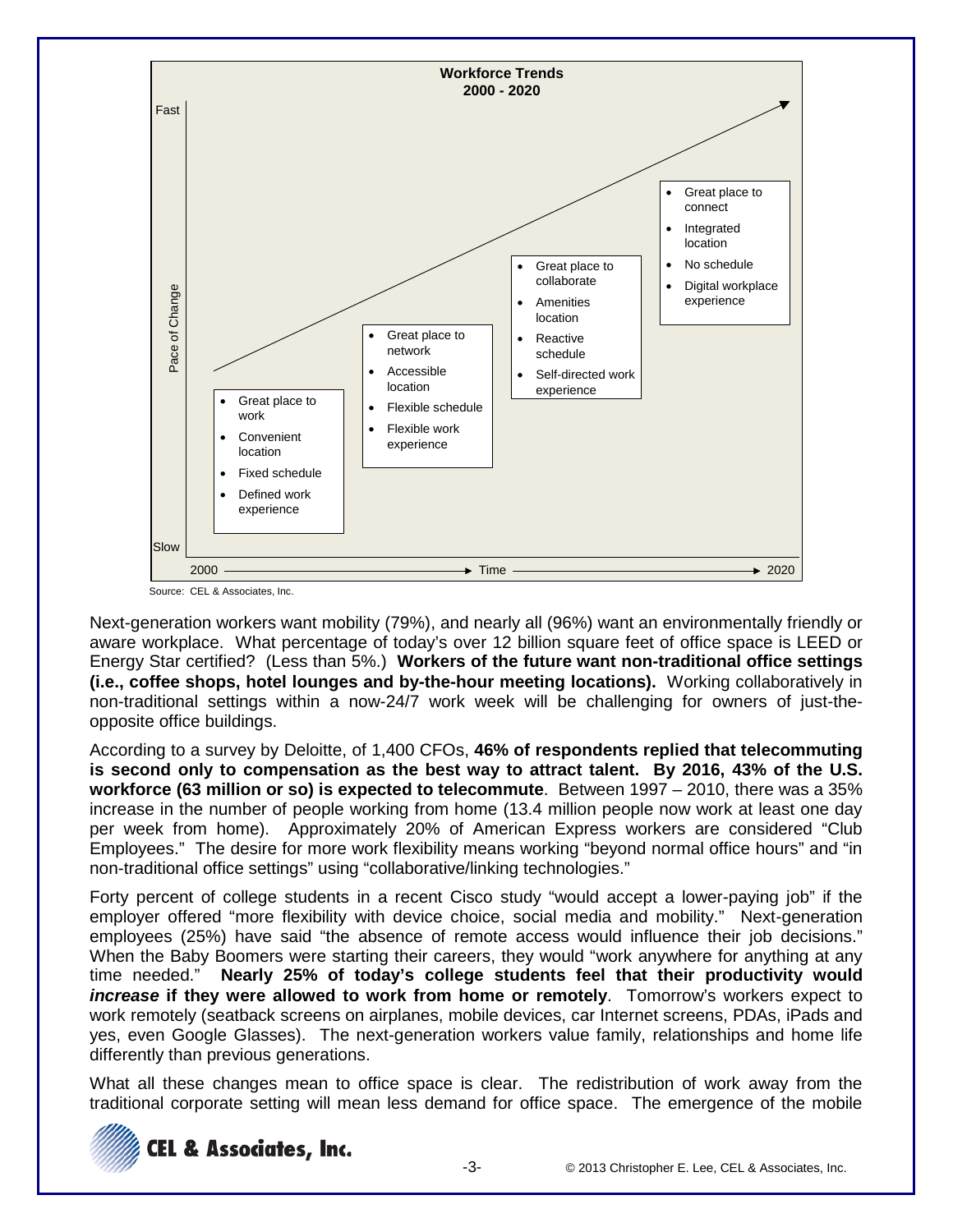**Workforce Trends 2000 - 2020**

| Period | Workplace | Location | Schedule | Work experience |
|---|---|---|---|---|
| 2000 | Great place to work | Convenient location | Fixed schedule | Defined work experience |
| | Great place to network | Accessible location | Flexible schedule | Flexible work experience |
| | Great place to collaborate | Amenities location | Reactive schedule | Self-directed work experience |
| 2020 | Great place to connect | Integrated location | No schedule | Digital workplace experience |

Pace of Change: Slow → Fast; Time: 2000 → 2020

Source: CEL & Associates, Inc.

Next-generation workers want mobility (79%), and nearly all (96%) want an environmentally friendly or aware workplace. What percentage of today's over 12 billion square feet of office space is LEED or Energy Star certified? (Less than 5%.) **Workers of the future want non-traditional office settings (i.e., coffee shops, hotel lounges and by-the-hour meeting locations).** Working collaboratively in non-traditional settings within a now-24/7 work week will be challenging for owners of just-the-opposite office buildings.

According to a survey by Deloitte, of 1,400 CFOs, **46% of respondents replied that telecommuting is second only to compensation as the best way to attract talent. By 2016, 43% of the U.S. workforce (63 million or so) is expected to telecommute**. Between 1997 – 2010, there was a 35% increase in the number of people working from home (13.4 million people now work at least one day per week from home). Approximately 20% of American Express workers are considered "Club Employees." The desire for more work flexibility means working "beyond normal office hours" and "in non-traditional office settings" using "collaborative/linking technologies."

Forty percent of college students in a recent Cisco study "would accept a lower-paying job" if the employer offered "more flexibility with device choice, social media and mobility." Next-generation employees (25%) have said "the absence of remote access would influence their job decisions." When the Baby Boomers were starting their careers, they would "work anywhere for anything at any time needed." **Nearly 25% of today's college students feel that their productivity would *increase* if they were allowed to work from home or remotely**. Tomorrow's workers expect to work remotely (seatback screens on airplanes, mobile devices, car Internet screens, PDAs, iPads and yes, even Google Glasses). The next-generation workers value family, relationships and home life differently than previous generations.

What all these changes mean to office space is clear. The redistribution of work away from the traditional corporate setting will mean less demand for office space. The emergence of the mobile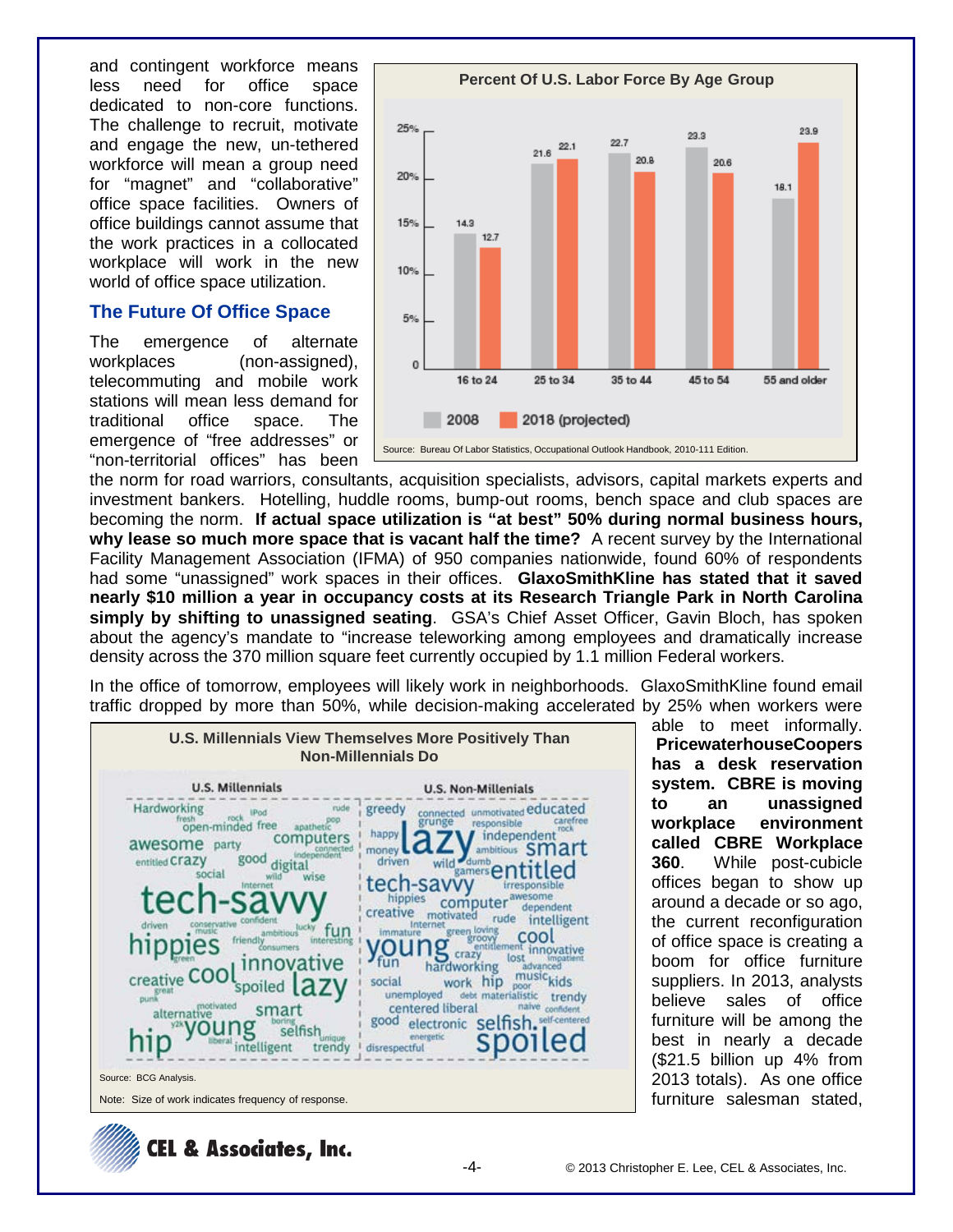and contingent workforce means less need for office space dedicated to non-core functions. The challenge to recruit, motivate and engage the new, un-tethered workforce will mean a group need for "magnet" and "collaborative" office space facilities. Owners of office buildings cannot assume that the work practices in a collocated workplace will work in the new world of office space utilization.

**Percent Of U.S. Labor Force By Age Group**

| Age Group | 2008 | 2018 (projected) |
|---|---|---|
| 16 to 24 | 14.3 | 12.7 |
| 25 to 34 | 21.6 | 22.1 |
| 35 to 44 | 22.7 | 20.8 |
| 45 to 54 | 23.3 | 20.6 |
| 55 and older | 18.1 | 23.9 |

Source: Bureau Of Labor Statistics, Occupational Outlook Handbook, 2010-111 Edition.

## The Future Of Office Space

The emergence of alternate workplaces (non-assigned), telecommuting and mobile work stations will mean less demand for traditional office space. The emergence of "free addresses" or "non-territorial offices" has been the norm for road warriors, consultants, acquisition specialists, advisors, capital markets experts and investment bankers. Hotelling, huddle rooms, bump-out rooms, bench space and club spaces are becoming the norm. **If actual space utilization is "at best" 50% during normal business hours, why lease so much more space that is vacant half the time?** A recent survey by the International Facility Management Association (IFMA) of 950 companies nationwide, found 60% of respondents had some "unassigned" work spaces in their offices. **GlaxoSmithKline has stated that it saved nearly $10 million a year in occupancy costs at its Research Triangle Park in North Carolina simply by shifting to unassigned seating**. GSA's Chief Asset Officer, Gavin Bloch, has spoken about the agency's mandate to "increase teleworking among employees and dramatically increase density across the 370 million square feet currently occupied by 1.1 million Federal workers.

In the office of tomorrow, employees will likely work in neighborhoods. GlaxoSmithKline found email traffic dropped by more than 50%, while decision-making accelerated by 25% when workers were able to meet informally. **PricewaterhouseCoopers has a desk reservation system. CBRE is moving to an unassigned workplace environment called CBRE Workplace 360**. While post-cubicle offices began to show up around a decade or so ago, the current reconfiguration of office space is creating a boom for office furniture suppliers. In 2013, analysts believe sales of office furniture will be among the best in nearly a decade ($21.5 billion up 4% from 2013 totals). As one office furniture salesman stated,

**U.S. Millennials View Themselves More Positively Than Non-Millennials Do**

| U.S. Millennials | U.S. Non-Millenials |
|---|---|
| Hardworking, iPod, rude, fresh, rock, pop, open-minded, free, apathetic, awesome, party, computers, connected, entitled, crazy, good, digital, independent, social, wild, wise, Internet, tech-savvy, driven, conservative, confident, music, lucky, ambitious, fun, hippies, friendly, consumers, interesting, green, innovative, creative, cool, great, spoiled, lazy, punk, motivated, alternative, smart, y2k, young, boring, selfish, liberal, unique, hip, intelligent, trendy | greedy, connected, unmotivated, educated, grunge, responsible, carefree, rock, happy, lazy, independent, money, ambitious, smart, driven, wild, dumb, gamers, entitled, tech-savvy, irresponsible, hippies, computer, awesome, dependent, creative, motivated, rude, intelligent, Internet, immature, green, loving, groovy, cool, young, entitlement, innovative, fun, crazy, lost, impatient, hardworking, advanced, social, work, hip, poor, music, kids, unemployed, debt, materialistic, trendy, centered, liberal, naive, confident, good, electronic, selfish, self-centered, energetic, disrespectful, spoiled |

Source: BCG Analysis.

Note: Size of work indicates frequency of response.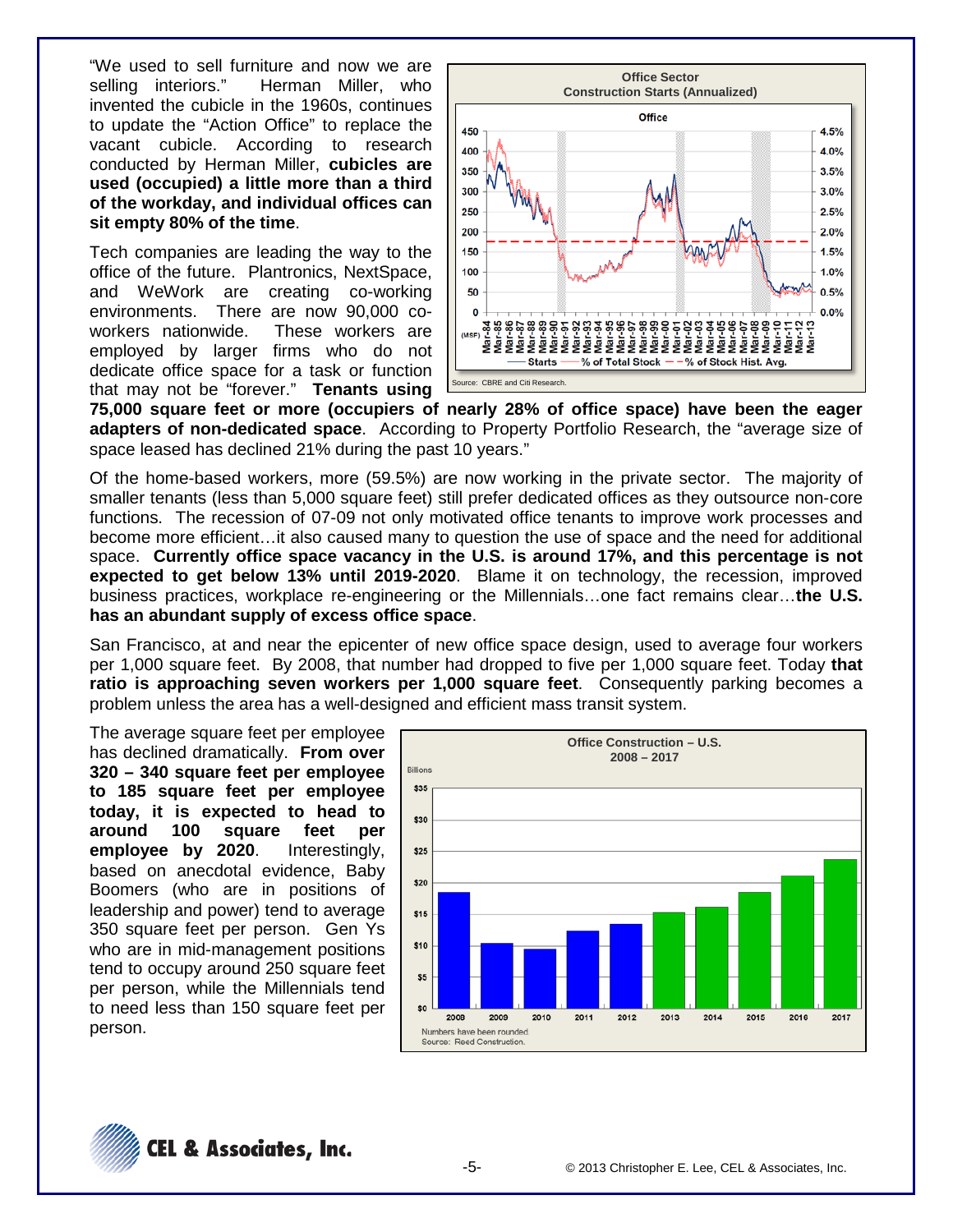"We used to sell furniture and now we are selling interiors." Herman Miller, who invented the cubicle in the 1960s, continues to update the "Action Office" to replace the vacant cubicle. According to research conducted by Herman Miller, **cubicles are used (occupied) a little more than a third of the workday, and individual offices can sit empty 80% of the time**.

Tech companies are leading the way to the office of the future. Plantronics, NextSpace, and WeWork are creating co-working environments. There are now 90,000 co-workers nationwide. These workers are employed by larger firms who do not dedicate office space for a task or function that may not be "forever." **Tenants using 75,000 square feet or more (occupiers of nearly 28% of office space) have been the eager adapters of non-dedicated space**. According to Property Portfolio Research, the "average size of space leased has declined 21% during the past 10 years."

Office Sector
Construction Starts (Annualized)

Source: CBRE and Citi Research.

Of the home-based workers, more (59.5%) are now working in the private sector. The majority of smaller tenants (less than 5,000 square feet) still prefer dedicated offices as they outsource non-core functions. The recession of 07-09 not only motivated office tenants to improve work processes and become more efficient…it also caused many to question the use of space and the need for additional space. **Currently office space vacancy in the U.S. is around 17%, and this percentage is not expected to get below 13% until 2019-2020**. Blame it on technology, the recession, improved business practices, workplace re-engineering or the Millennials…one fact remains clear…**the U.S. has an abundant supply of excess office space**.

San Francisco, at and near the epicenter of new office space design, used to average four workers per 1,000 square feet. By 2008, that number had dropped to five per 1,000 square feet. Today **that ratio is approaching seven workers per 1,000 square feet**. Consequently parking becomes a problem unless the area has a well-designed and efficient mass transit system.

The average square feet per employee has declined dramatically. **From over 320 – 340 square feet per employee to 185 square feet per employee today, it is expected to head to around 100 square feet per employee by 2020**. Interestingly, based on anecdotal evidence, Baby Boomers (who are in positions of leadership and power) tend to average 350 square feet per person. Gen Ys who are in mid-management positions tend to occupy around 250 square feet per person, while the Millennials tend to need less than 150 square feet per person.

Office Construction – U.S.
2008 – 2017

Numbers have been rounded
Source: Reed Construction.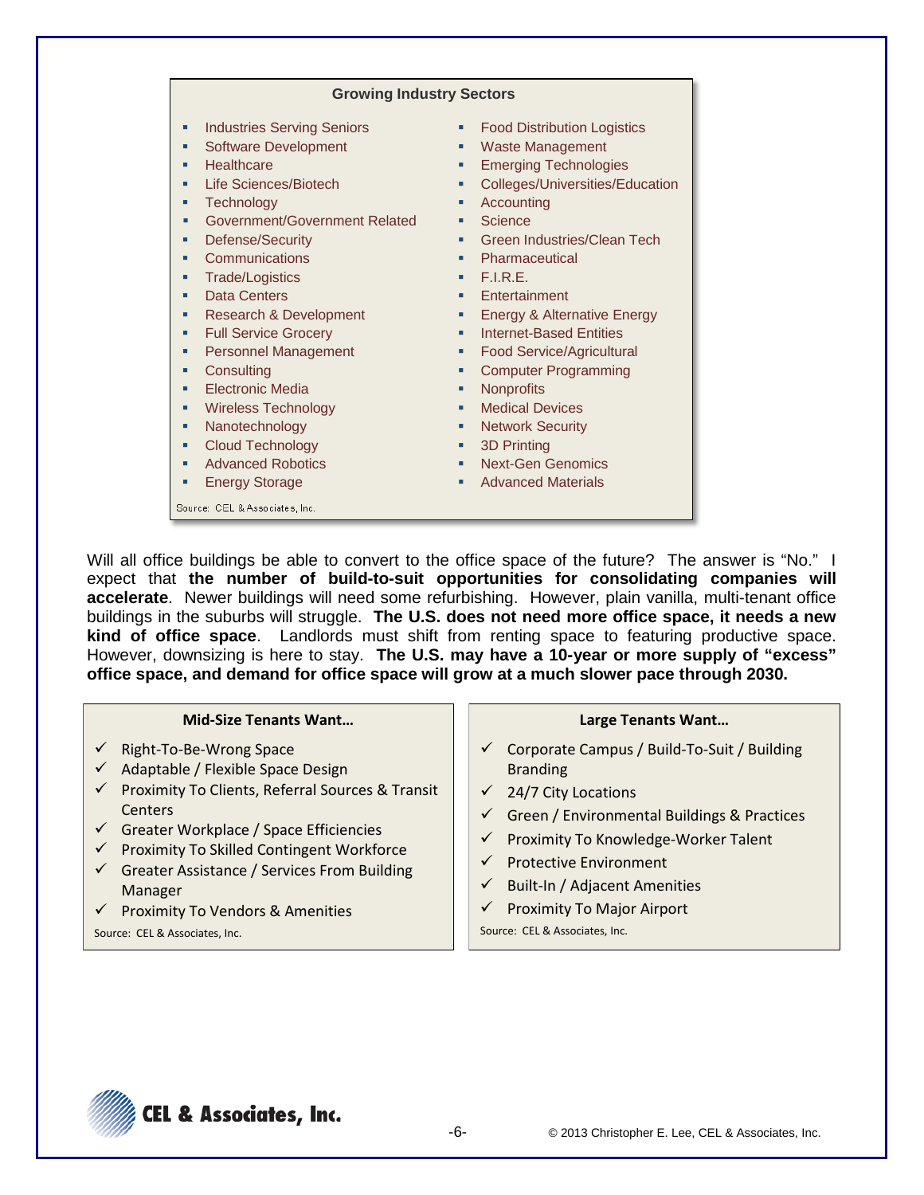### Growing Industry Sectors

- Industries Serving Seniors
- Software Development
- Healthcare
- Life Sciences/Biotech
- Technology
- Government/Government Related
- Defense/Security
- Communications
- Trade/Logistics
- Data Centers
- Research & Development
- Full Service Grocery
- Personnel Management
- Consulting
- Electronic Media
- Wireless Technology
- Nanotechnology
- Cloud Technology
- Advanced Robotics
- Energy Storage
- Food Distribution Logistics
- Waste Management
- Emerging Technologies
- Colleges/Universities/Education
- Accounting
- Science
- Green Industries/Clean Tech
- Pharmaceutical
- F.I.R.E.
- Entertainment
- Energy & Alternative Energy
- Internet-Based Entities
- Food Service/Agricultural
- Computer Programming
- Nonprofits
- Medical Devices
- Network Security
- 3D Printing
- Next-Gen Genomics
- Advanced Materials

Source: CEL & Associates, Inc.

Will all office buildings be able to convert to the office space of the future? The answer is "No." I expect that **the number of build-to-suit opportunities for consolidating companies will accelerate**. Newer buildings will need some refurbishing. However, plain vanilla, multi-tenant office buildings in the suburbs will struggle. **The U.S. does not need more office space, it needs a new kind of office space**. Landlords must shift from renting space to featuring productive space. However, downsizing is here to stay. **The U.S. may have a 10-year or more supply of "excess" office space, and demand for office space will grow at a much slower pace through 2030.**

### Mid-Size Tenants Want…

- ✓ Right-To-Be-Wrong Space
- ✓ Adaptable / Flexible Space Design
- ✓ Proximity To Clients, Referral Sources & Transit Centers
- ✓ Greater Workplace / Space Efficiencies
- ✓ Proximity To Skilled Contingent Workforce
- ✓ Greater Assistance / Services From Building Manager
- ✓ Proximity To Vendors & Amenities

Source: CEL & Associates, Inc.

### Large Tenants Want…

- ✓ Corporate Campus / Build-To-Suit / Building Branding
- ✓ 24/7 City Locations
- ✓ Green / Environmental Buildings & Practices
- ✓ Proximity To Knowledge-Worker Talent
- ✓ Protective Environment
- ✓ Built-In / Adjacent Amenities
- ✓ Proximity To Major Airport

Source: CEL & Associates, Inc.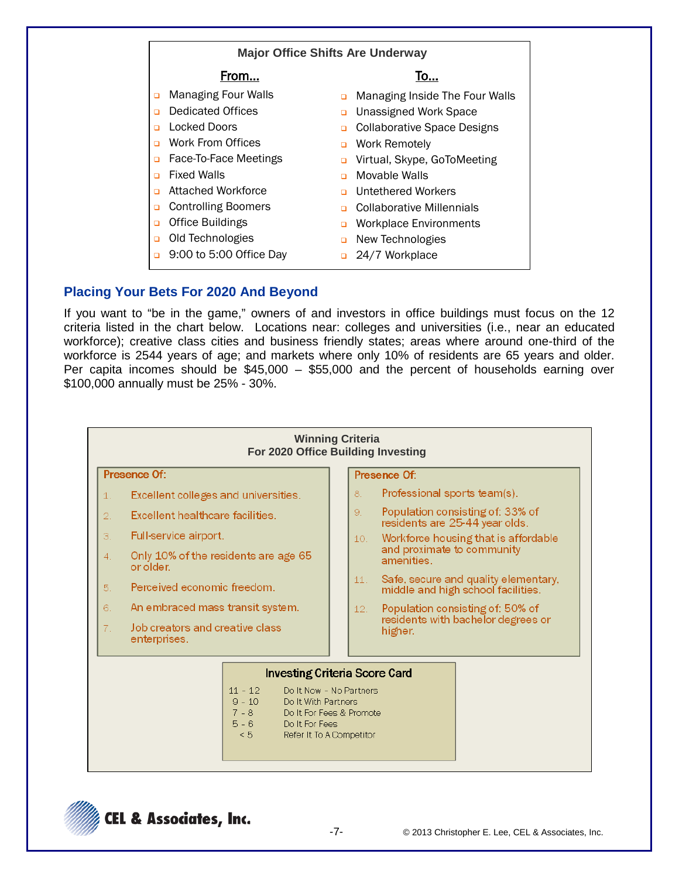**Major Office Shifts Are Underway**

| From… | To… |
|---|---|
| Managing Four Walls | Managing Inside The Four Walls |
| Dedicated Offices | Unassigned Work Space |
| Locked Doors | Collaborative Space Designs |
| Work From Offices | Work Remotely |
| Face-To-Face Meetings | Virtual, Skype, GoToMeeting |
| Fixed Walls | Movable Walls |
| Attached Workforce | Untethered Workers |
| Controlling Boomers | Collaborative Millennials |
| Office Buildings | Workplace Environments |
| Old Technologies | New Technologies |
| 9:00 to 5:00 Office Day | 24/7 Workplace |

## Placing Your Bets For 2020 And Beyond

If you want to "be in the game," owners of and investors in office buildings must focus on the 12 criteria listed in the chart below. Locations near: colleges and universities (i.e., near an educated workforce); creative class cities and business friendly states; areas where around one-third of the workforce is 2544 years of age; and markets where only 10% of residents are 65 years and older. Per capita incomes should be $45,000 – $55,000 and the percent of households earning over $100,000 annually must be 25% - 30%.

**Winning Criteria**
**For 2020 Office Building Investing**

Presence Of:

1. Excellent colleges and universities.
2. Excellent healthcare facilities.
3. Full-service airport.
4. Only 10% of the residents are age 65 or older.
5. Perceived economic freedom.
6. An embraced mass transit system.
7. Job creators and creative class enterprises.

Presence Of:

8. Professional sports team(s).
9. Population consisting of: 33% of residents are 25-44 year olds.
10. Workforce housing that is affordable and proximate to community amenities.
11. Safe, secure and quality elementary, middle and high school facilities.
12. Population consisting of: 50% of residents with bachelor degrees or higher.

**Investing Criteria Score Card**

| Score | Action |
|---|---|
| 11 - 12 | Do It Now - No Partners |
| 9 - 10 | Do It With Partners |
| 7 - 8 | Do It For Fees & Promote |
| 5 - 6 | Do It For Fees |
| < 5 | Refer It To A Competitor |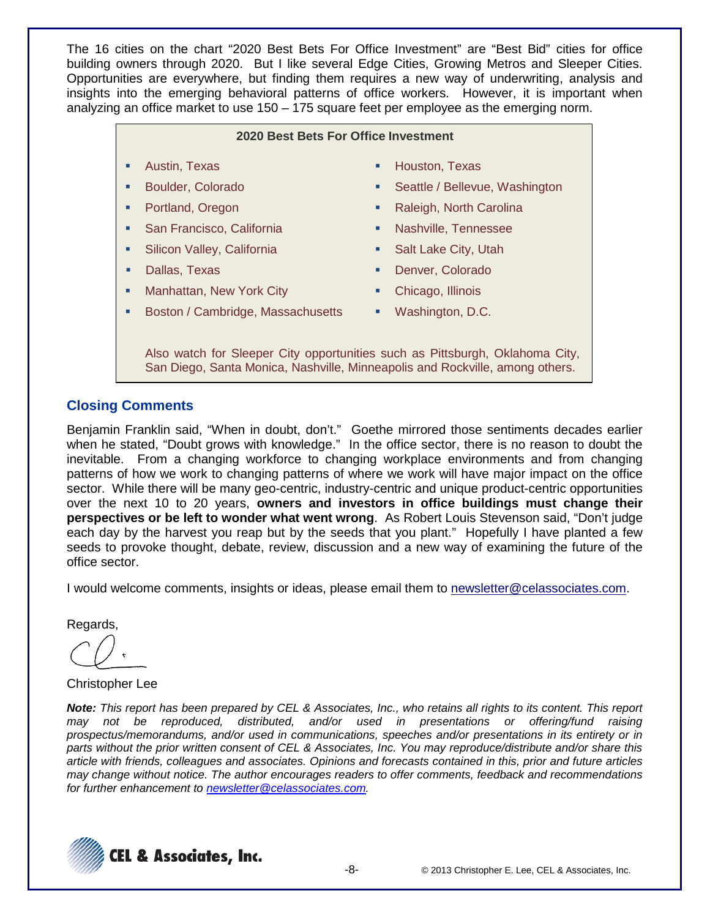The 16 cities on the chart "2020 Best Bets For Office Investment" are "Best Bid" cities for office building owners through 2020. But I like several Edge Cities, Growing Metros and Sleeper Cities. Opportunities are everywhere, but finding them requires a new way of underwriting, analysis and insights into the emerging behavioral patterns of office workers. However, it is important when analyzing an office market to use 150 – 175 square feet per employee as the emerging norm.

**2020 Best Bets For Office Investment**

- Austin, Texas
- Boulder, Colorado
- Portland, Oregon
- San Francisco, California
- Silicon Valley, California
- Dallas, Texas
- Manhattan, New York City
- Boston / Cambridge, Massachusetts
- Houston, Texas
- Seattle / Bellevue, Washington
- Raleigh, North Carolina
- Nashville, Tennessee
- Salt Lake City, Utah
- Denver, Colorado
- Chicago, Illinois
- Washington, D.C.

Also watch for Sleeper City opportunities such as Pittsburgh, Oklahoma City, San Diego, Santa Monica, Nashville, Minneapolis and Rockville, among others.

## Closing Comments

Benjamin Franklin said, "When in doubt, don't." Goethe mirrored those sentiments decades earlier when he stated, "Doubt grows with knowledge." In the office sector, there is no reason to doubt the inevitable. From a changing workforce to changing workplace environments and from changing patterns of how we work to changing patterns of where we work will have major impact on the office sector. While there will be many geo-centric, industry-centric and unique product-centric opportunities over the next 10 to 20 years, **owners and investors in office buildings must change their perspectives or be left to wonder what went wrong**. As Robert Louis Stevenson said, "Don't judge each day by the harvest you reap but by the seeds that you plant." Hopefully I have planted a few seeds to provoke thought, debate, review, discussion and a new way of examining the future of the office sector.

I would welcome comments, insights or ideas, please email them to newsletter@celassociates.com.

Regards,

Christopher Lee

***Note:*** *This report has been prepared by CEL & Associates, Inc., who retains all rights to its content. This report may not be reproduced, distributed, and/or used in presentations or offering/fund raising prospectus/memorandums, and/or used in communications, speeches and/or presentations in its entirety or in parts without the prior written consent of CEL & Associates, Inc. You may reproduce/distribute and/or share this article with friends, colleagues and associates. Opinions and forecasts contained in this, prior and future articles may change without notice. The author encourages readers to offer comments, feedback and recommendations for further enhancement to newsletter@celassociates.com.*

CEL & Associates, Inc.

© 2013 Christopher E. Lee, CEL & Associates, Inc.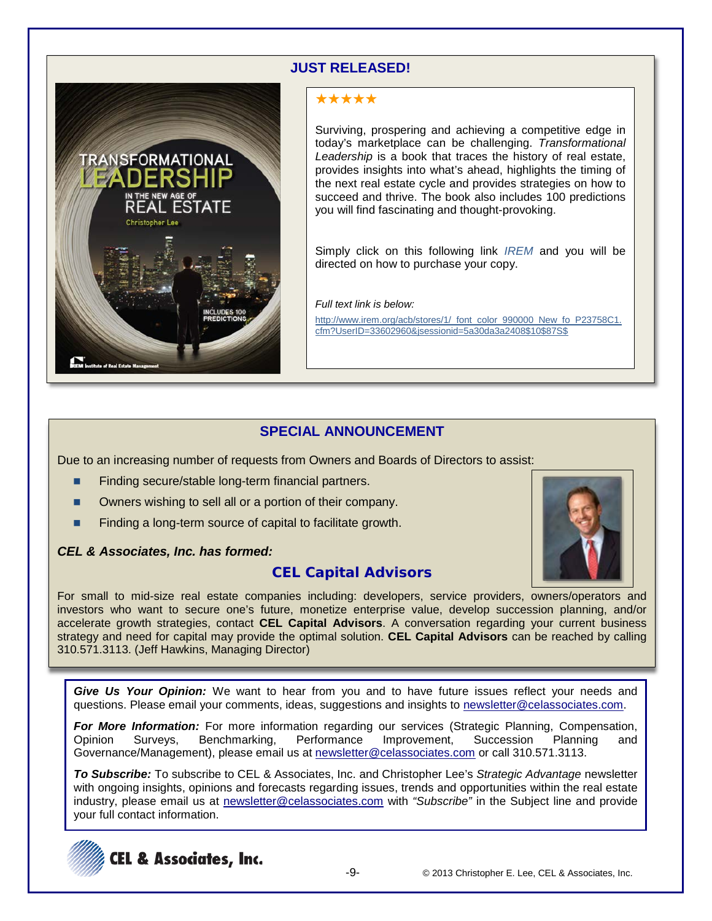## JUST RELEASED!

★★★★★

Surviving, prospering and achieving a competitive edge in today's marketplace can be challenging. *Transformational Leadership* is a book that traces the history of real estate, provides insights into what's ahead, highlights the timing of the next real estate cycle and provides strategies on how to succeed and thrive. The book also includes 100 predictions you will find fascinating and thought-provoking.

Simply click on this following link *IREM* and you will be directed on how to purchase your copy.

*Full text link is below:*

http://www.irem.org/acb/stores/1/_font_color_990000_New_fo_P23758C1.cfm?UserID=33602960&jsessionid=5a30da3a2408$10$87S$

## SPECIAL ANNOUNCEMENT

Due to an increasing number of requests from Owners and Boards of Directors to assist:

- Finding secure/stable long-term financial partners.
- Owners wishing to sell all or a portion of their company.
- Finding a long-term source of capital to facilitate growth.

***CEL & Associates, Inc. has formed:***

### CEL Capital Advisors

For small to mid-size real estate companies including: developers, service providers, owners/operators and investors who want to secure one's future, monetize enterprise value, develop succession planning, and/or accelerate growth strategies, contact **CEL Capital Advisors**. A conversation regarding your current business strategy and need for capital may provide the optimal solution. **CEL Capital Advisors** can be reached by calling 310.571.3113. (Jeff Hawkins, Managing Director)

***Give Us Your Opinion:*** We want to hear from you and to have future issues reflect your needs and questions. Please email your comments, ideas, suggestions and insights to newsletter@celassociates.com.

***For More Information:*** For more information regarding our services (Strategic Planning, Compensation, Opinion Surveys, Benchmarking, Performance Improvement, Succession Planning and Governance/Management), please email us at newsletter@celassociates.com or call 310.571.3113.

***To Subscribe:*** To subscribe to CEL & Associates, Inc. and Christopher Lee's *Strategic Advantage* newsletter with ongoing insights, opinions and forecasts regarding issues, trends and opportunities within the real estate industry, please email us at newsletter@celassociates.com with *"Subscribe"* in the Subject line and provide your full contact information.

CEL & Associates, Inc.

© 2013 Christopher E. Lee, CEL & Associates, Inc.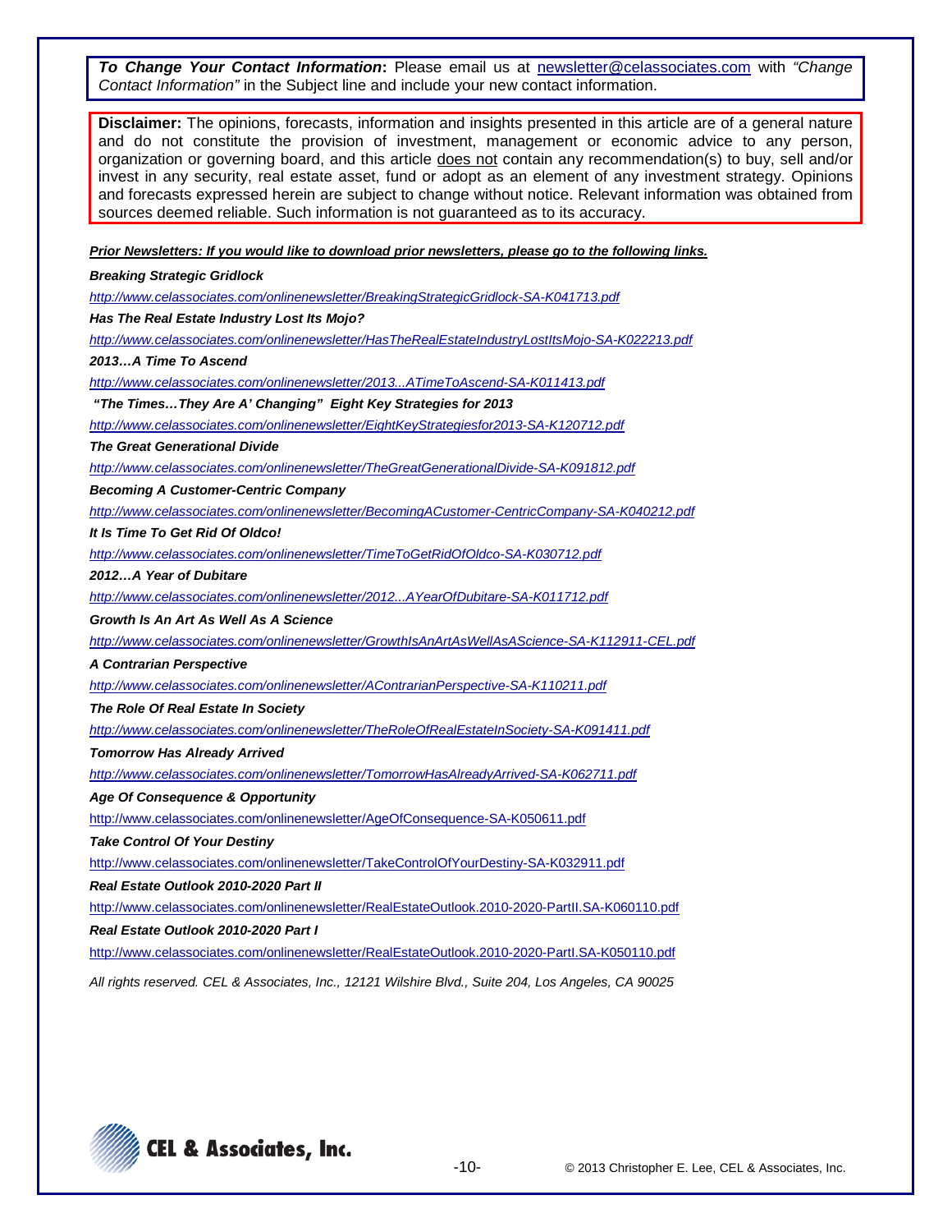***To Change Your Contact Information*:** Please email us at newsletter@celassociates.com with *"Change Contact Information"* in the Subject line and include your new contact information.

**Disclaimer:** The opinions, forecasts, information and insights presented in this article are of a general nature and do not constitute the provision of investment, management or economic advice to any person, organization or governing board, and this article does not contain any recommendation(s) to buy, sell and/or invest in any security, real estate asset, fund or adopt as an element of any investment strategy. Opinions and forecasts expressed herein are subject to change without notice. Relevant information was obtained from sources deemed reliable. Such information is not guaranteed as to its accuracy.

***Prior Newsletters: If you would like to download prior newsletters, please go to the following links.***

***Breaking Strategic Gridlock***

*http://www.celassociates.com/onlinenewsletter/BreakingStrategicGridlock-SA-K041713.pdf*

***Has The Real Estate Industry Lost Its Mojo?***

*http://www.celassociates.com/onlinenewsletter/HasTheRealEstateIndustryLostItsMojo-SA-K022213.pdf*

***2013…A Time To Ascend***

*http://www.celassociates.com/onlinenewsletter/2013...ATimeToAscend-SA-K011413.pdf*

***"The Times…They Are A' Changing" Eight Key Strategies for 2013***

*http://www.celassociates.com/onlinenewsletter/EightKeyStrategiesfor2013-SA-K120712.pdf*

***The Great Generational Divide***

*http://www.celassociates.com/onlinenewsletter/TheGreatGenerationalDivide-SA-K091812.pdf*

***Becoming A Customer-Centric Company***

*http://www.celassociates.com/onlinenewsletter/BecomingACustomer-CentricCompany-SA-K040212.pdf*

***It Is Time To Get Rid Of Oldco!***

*http://www.celassociates.com/onlinenewsletter/TimeToGetRidOfOldco-SA-K030712.pdf*

***2012…A Year of Dubitare***

*http://www.celassociates.com/onlinenewsletter/2012...AYearOfDubitare-SA-K011712.pdf*

***Growth Is An Art As Well As A Science***

*http://www.celassociates.com/onlinenewsletter/GrowthIsAnArtAsWellAsAScience-SA-K112911-CEL.pdf*

***A Contrarian Perspective***

*http://www.celassociates.com/onlinenewsletter/AContrarianPerspective-SA-K110211.pdf*

***The Role Of Real Estate In Society***

*http://www.celassociates.com/onlinenewsletter/TheRoleOfRealEstateInSociety-SA-K091411.pdf*

***Tomorrow Has Already Arrived***

*http://www.celassociates.com/onlinenewsletter/TomorrowHasAlreadyArrived-SA-K062711.pdf*

***Age Of Consequence & Opportunity***

http://www.celassociates.com/onlinenewsletter/AgeOfConsequence-SA-K050611.pdf

***Take Control Of Your Destiny***

http://www.celassociates.com/onlinenewsletter/TakeControlOfYourDestiny-SA-K032911.pdf

***Real Estate Outlook 2010-2020 Part II***

http://www.celassociates.com/onlinenewsletter/RealEstateOutlook.2010-2020-PartII.SA-K060110.pdf

***Real Estate Outlook 2010-2020 Part I***

http://www.celassociates.com/onlinenewsletter/RealEstateOutlook.2010-2020-PartI.SA-K050110.pdf

*All rights reserved. CEL & Associates, Inc., 12121 Wilshire Blvd., Suite 204, Los Angeles, CA 90025*

CEL & Associates, Inc.

© 2013 Christopher E. Lee, CEL & Associates, Inc.